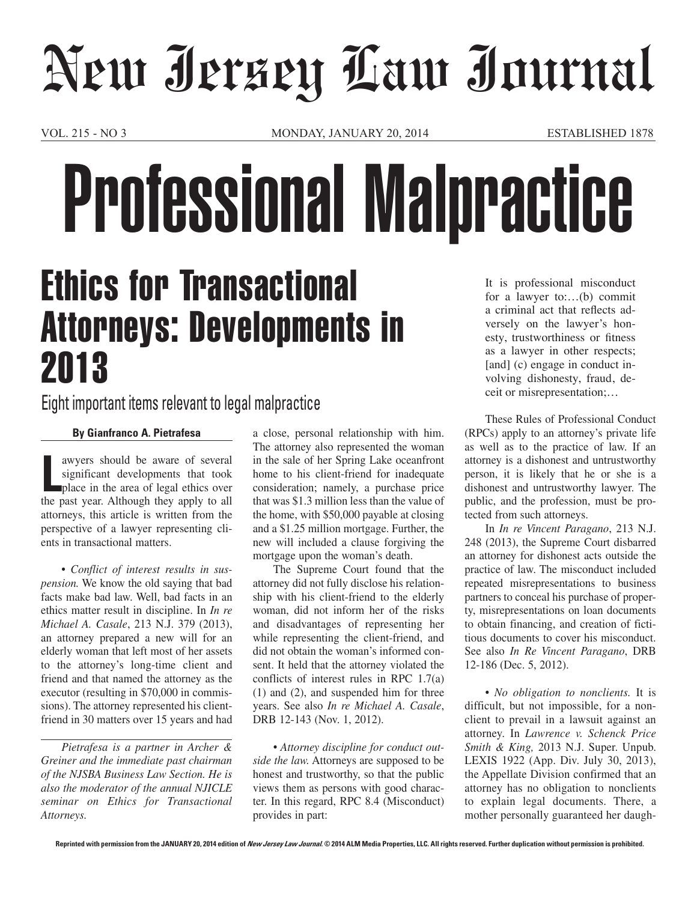# New Jersey Law Journal

VOL. 215 - NO 3 MONDAY, JANUARY 20, 2014 ESTABLISHED 1878

# Professional Malpractice

## Ethics for Transactional Attorneys: Developments in 2013

### Eight important items relevant to legal malpractice

**By Gianfranco A. Pietrafesa**

Lawyers should be aware of several significant developments that took place in the area of legal ethics over the past year. Although they apply to all attorneys, this article is written from the perspective of a lawyer representing clients in transactional matters.

• *Conflict of interest results in suspension.* We know the old saying that bad facts make bad law. Well, bad facts in an ethics matter result in discipline. In *In re Michael A. Casale*, 213 N.J. 379 (2013), an attorney prepared a new will for an elderly woman that left most of her assets to the attorney's long-time client and friend and that named the attorney as the executor (resulting in $70,000 in commissions). The attorney represented his client-friend in 30 matters over 15 years and had a close, personal relationship with him. The attorney also represented the woman in the sale of her Spring Lake oceanfront home to his client-friend for inadequate consideration; namely, a purchase price that was $1.3 million less than the value of the home, with $50,000 payable at closing and a $1.25 million mortgage. Further, the new will included a clause forgiving the mortgage upon the woman's death.

The Supreme Court found that the attorney did not fully disclose his relationship with his client-friend to the elderly woman, did not inform her of the risks and disadvantages of representing her while representing the client-friend, and did not obtain the woman's informed consent. It held that the attorney violated the conflicts of interest rules in RPC 1.7(a)(1) and (2), and suspended him for three years. See also *In re Michael A. Casale*, DRB 12-143 (Nov. 1, 2012).

• *Attorney discipline for conduct outside the law.* Attorneys are supposed to be honest and trustworthy, so that the public views them as persons with good character. In this regard, RPC 8.4 (Misconduct) provides in part:

> It is professional misconduct for a lawyer to:…(b) commit a criminal act that reflects adversely on the lawyer's honesty, trustworthiness or fitness as a lawyer in other respects; [and] (c) engage in conduct involving dishonesty, fraud, deceit or misrepresentation;…

These Rules of Professional Conduct (RPCs) apply to an attorney's private life as well as to the practice of law. If an attorney is a dishonest and untrustworthy person, it is likely that he or she is a dishonest and untrustworthy lawyer. The public, and the profession, must be protected from such attorneys.

In *In re Vincent Paragano*, 213 N.J. 248 (2013), the Supreme Court disbarred an attorney for dishonest acts outside the practice of law. The misconduct included repeated misrepresentations to business partners to conceal his purchase of property, misrepresentations on loan documents to obtain financing, and creation of fictitious documents to cover his misconduct. See also *In Re Vincent Paragano*, DRB 12-186 (Dec. 5, 2012).

• *No obligation to nonclients.* It is difficult, but not impossible, for a nonclient to prevail in a lawsuit against an attorney. In *Lawrence v. Schenck Price Smith & King,* 2013 N.J. Super. Unpub. LEXIS 1922 (App. Div. July 30, 2013), the Appellate Division confirmed that an attorney has no obligation to nonclients to explain legal documents. There, a mother personally guaranteed her daugh-

*Pietrafesa is a partner in Archer & Greiner and the immediate past chairman of the NJSBA Business Law Section. He is also the moderator of the annual NJICLE seminar on Ethics for Transactional Attorneys.*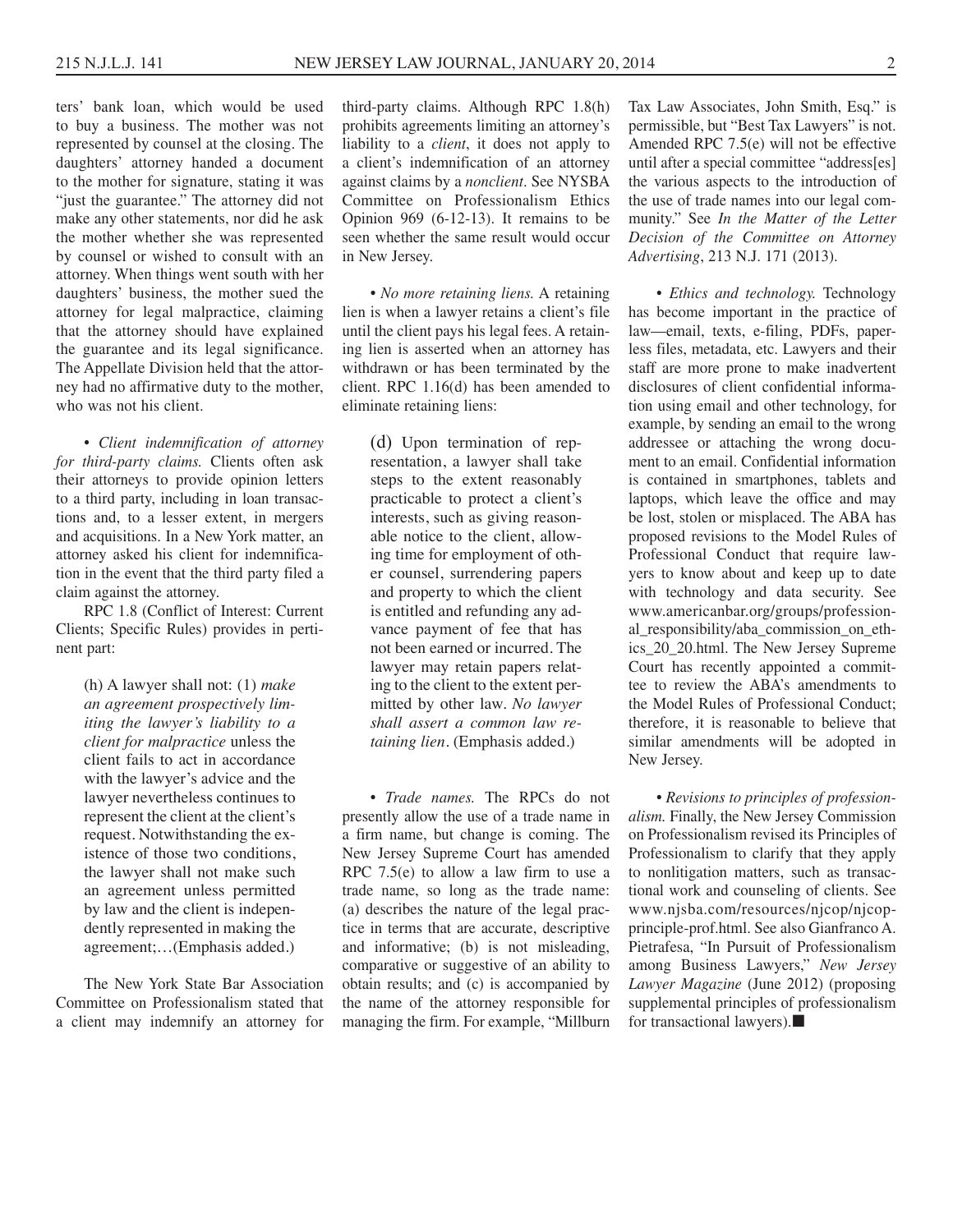ters' bank loan, which would be used to buy a business. The mother was not represented by counsel at the closing. The daughters' attorney handed a document to the mother for signature, stating it was "just the guarantee." The attorney did not make any other statements, nor did he ask the mother whether she was represented by counsel or wished to consult with an attorney. When things went south with her daughters' business, the mother sued the attorney for legal malpractice, claiming that the attorney should have explained the guarantee and its legal significance. The Appellate Division held that the attorney had no affirmative duty to the mother, who was not his client.

• *Client indemnification of attorney for third-party claims.* Clients often ask their attorneys to provide opinion letters to a third party, including in loan transactions and, to a lesser extent, in mergers and acquisitions. In a New York matter, an attorney asked his client for indemnification in the event that the third party filed a claim against the attorney.

RPC 1.8 (Conflict of Interest: Current Clients; Specific Rules) provides in pertinent part:

> (h) A lawyer shall not: (1) *make an agreement prospectively limiting the lawyer's liability to a client for malpractice* unless the client fails to act in accordance with the lawyer's advice and the lawyer nevertheless continues to represent the client at the client's request. Notwithstanding the existence of those two conditions, the lawyer shall not make such an agreement unless permitted by law and the client is independently represented in making the agreement;…(Emphasis added.)

The New York State Bar Association Committee on Professionalism stated that a client may indemnify an attorney for third-party claims. Although RPC 1.8(h) prohibits agreements limiting an attorney's liability to a *client*, it does not apply to a client's indemnification of an attorney against claims by a *nonclient*. See NYSBA Committee on Professionalism Ethics Opinion 969 (6-12-13). It remains to be seen whether the same result would occur in New Jersey.

• *No more retaining liens.* A retaining lien is when a lawyer retains a client's file until the client pays his legal fees. A retaining lien is asserted when an attorney has withdrawn or has been terminated by the client. RPC 1.16(d) has been amended to eliminate retaining liens:

> (d) Upon termination of representation, a lawyer shall take steps to the extent reasonably practicable to protect a client's interests, such as giving reasonable notice to the client, allowing time for employment of other counsel, surrendering papers and property to which the client is entitled and refunding any advance payment of fee that has not been earned or incurred. The lawyer may retain papers relating to the client to the extent permitted by other law. *No lawyer shall assert a common law retaining lien*. (Emphasis added.)

• *Trade names.* The RPCs do not presently allow the use of a trade name in a firm name, but change is coming. The New Jersey Supreme Court has amended RPC 7.5(e) to allow a law firm to use a trade name, so long as the trade name: (a) describes the nature of the legal practice in terms that are accurate, descriptive and informative; (b) is not misleading, comparative or suggestive of an ability to obtain results; and (c) is accompanied by the name of the attorney responsible for managing the firm. For example, "Millburn Tax Law Associates, John Smith, Esq." is permissible, but "Best Tax Lawyers" is not. Amended RPC 7.5(e) will not be effective until after a special committee "address[es] the various aspects to the introduction of the use of trade names into our legal community." See *In the Matter of the Letter Decision of the Committee on Attorney Advertising*, 213 N.J. 171 (2013).

• *Ethics and technology.* Technology has become important in the practice of law—email, texts, e-filing, PDFs, paperless files, metadata, etc. Lawyers and their staff are more prone to make inadvertent disclosures of client confidential information using email and other technology, for example, by sending an email to the wrong addressee or attaching the wrong document to an email. Confidential information is contained in smartphones, tablets and laptops, which leave the office and may be lost, stolen or misplaced. The ABA has proposed revisions to the Model Rules of Professional Conduct that require lawyers to know about and keep up to date with technology and data security. See www.americanbar.org/groups/professional_responsibility/aba_commission_on_ethics_20_20.html. The New Jersey Supreme Court has recently appointed a committee to review the ABA's amendments to the Model Rules of Professional Conduct; therefore, it is reasonable to believe that similar amendments will be adopted in New Jersey.

• *Revisions to principles of professionalism.* Finally, the New Jersey Commission on Professionalism revised its Principles of Professionalism to clarify that they apply to nonlitigation matters, such as transactional work and counseling of clients. See www.njsba.com/resources/njcop/njcop-principle-prof.html. See also Gianfranco A. Pietrafesa, "In Pursuit of Professionalism among Business Lawyers," *New Jersey Lawyer Magazine* (June 2012) (proposing supplemental principles of professionalism for transactional lawyers).■